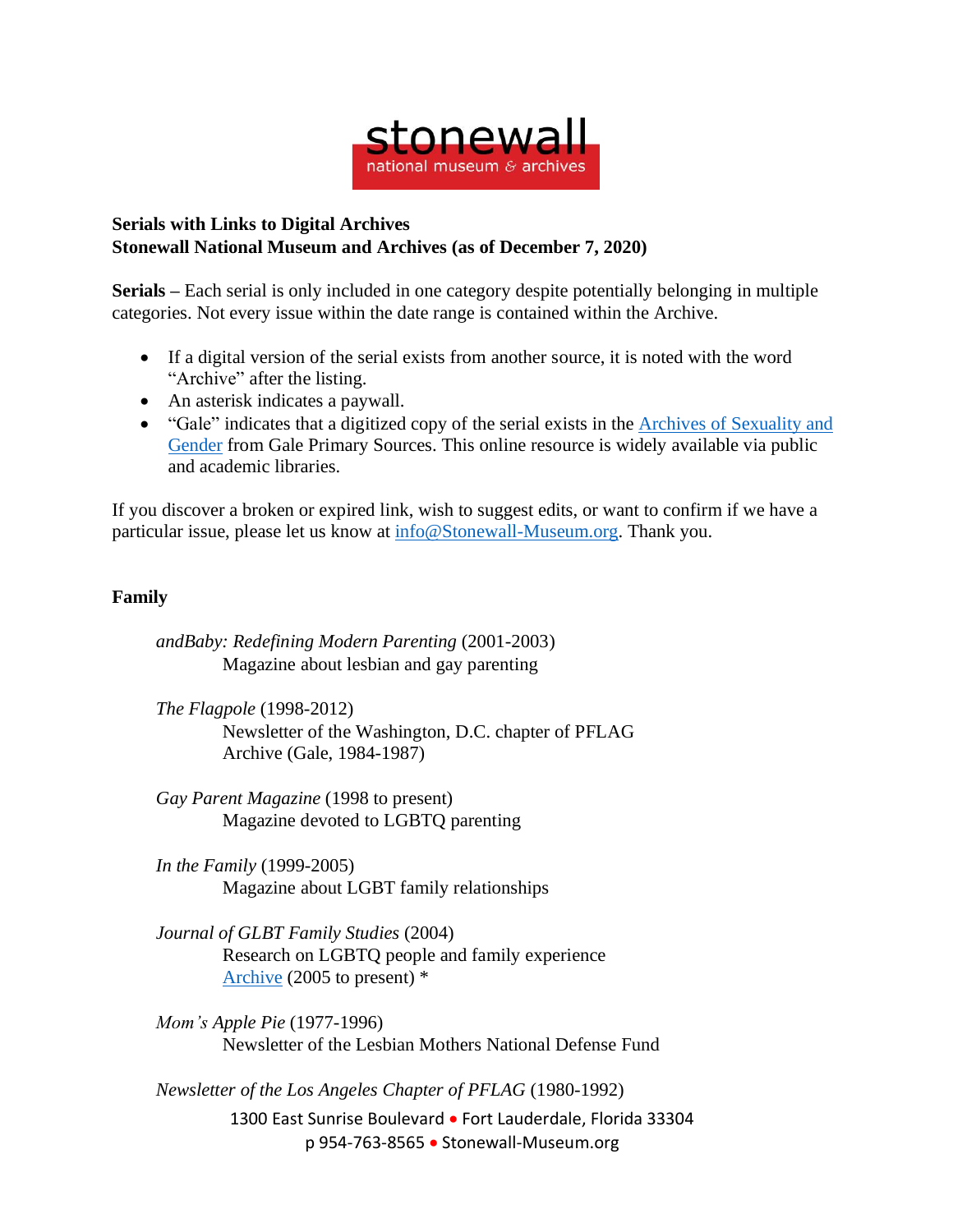stonewall
national museum & archives

**Serials with Links to Digital Archives**
**Stonewall National Museum and Archives (as of December 7, 2020)**

**Serials –** Each serial is only included in one category despite potentially belonging in multiple categories. Not every issue within the date range is contained within the Archive.

- If a digital version of the serial exists from another source, it is noted with the word "Archive" after the listing.
- An asterisk indicates a paywall.
- "Gale" indicates that a digitized copy of the serial exists in the [Archives of Sexuality and Gender](#) from Gale Primary Sources. This online resource is widely available via public and academic libraries.

If you discover a broken or expired link, wish to suggest edits, or want to confirm if we have a particular issue, please let us know at [info@Stonewall-Museum.org](mailto:info@Stonewall-Museum.org). Thank you.

## Family

*andBaby: Redefining Modern Parenting* (2001-2003)
Magazine about lesbian and gay parenting

*The Flagpole* (1998-2012)
Newsletter of the Washington, D.C. chapter of PFLAG
Archive (Gale, 1984-1987)

*Gay Parent Magazine* (1998 to present)
Magazine devoted to LGBTQ parenting

*In the Family* (1999-2005)
Magazine about LGBT family relationships

*Journal of GLBT Family Studies* (2004)
Research on LGBTQ people and family experience
[Archive](#) (2005 to present) *

*Mom's Apple Pie* (1977-1996)
Newsletter of the Lesbian Mothers National Defense Fund

*Newsletter of the Los Angeles Chapter of PFLAG* (1980-1992)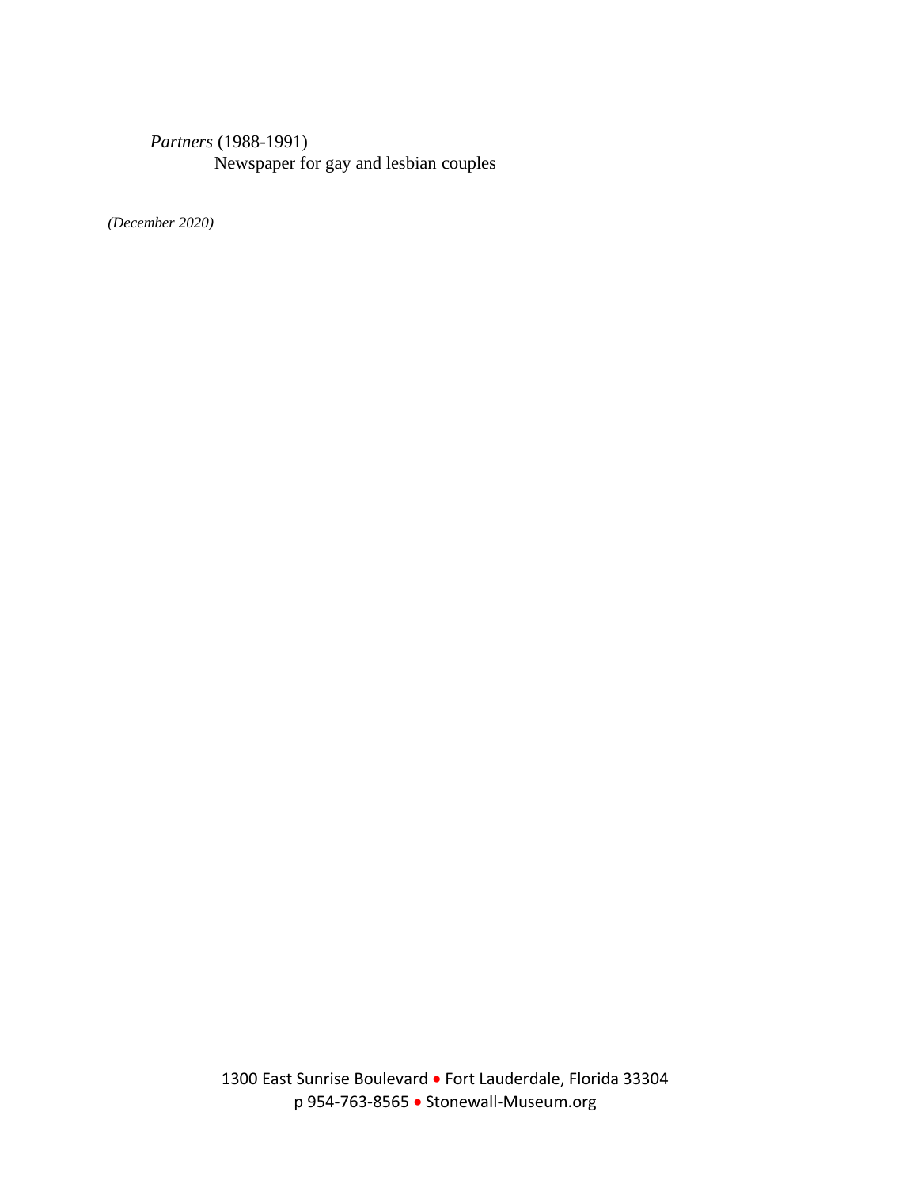*Partners* (1988-1991)
Newspaper for gay and lesbian couples

*(December 2020)*

1300 East Sunrise Boulevard • Fort Lauderdale, Florida 33304
p 954-763-8565 • Stonewall-Museum.org